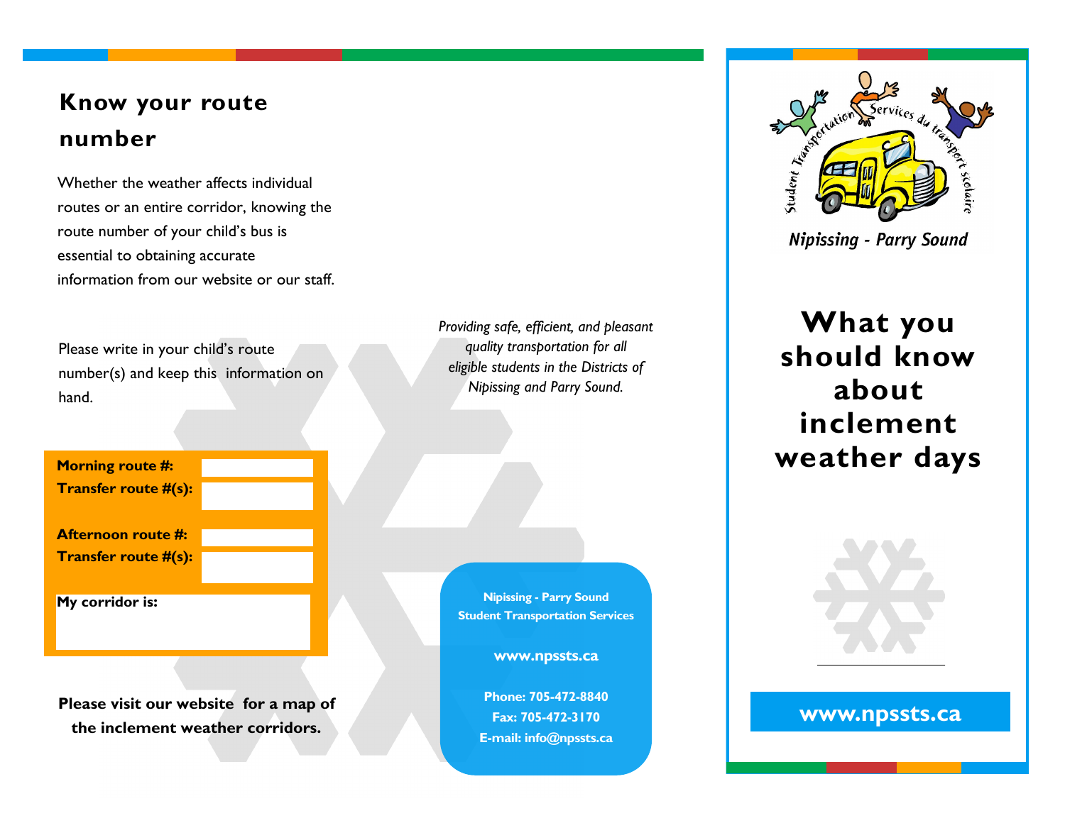## Know your route number

Whether the weather affects individual routes or an entire corridor, knowing the route number of your child's bus is essential to obtaining accurate information from our website or our staff.

Please write in your child's route number(s) and keep this information on hand.

| | |
|---|---|
| **Morning route #:** | |
| **Transfer route #(s):** | |
| **Afternoon route #:** | |
| **Transfer route #(s):** | |
| **My corridor is:** | |

**Please visit our website for a map of the inclement weather corridors.**

*Providing safe, efficient, and pleasant quality transportation for all eligible students in the Districts of Nipissing and Parry Sound.*

**Nipissing - Parry Sound**
**Student Transportation Services**

**www.npssts.ca**

**Phone: 705-472-8840**
**Fax: 705-472-3170**
**E-mail: info@npssts.ca**

Student Transportation Services du transport scolaire

*Nipissing - Parry Sound*

# What you should know about inclement weather days

**www.npssts.ca**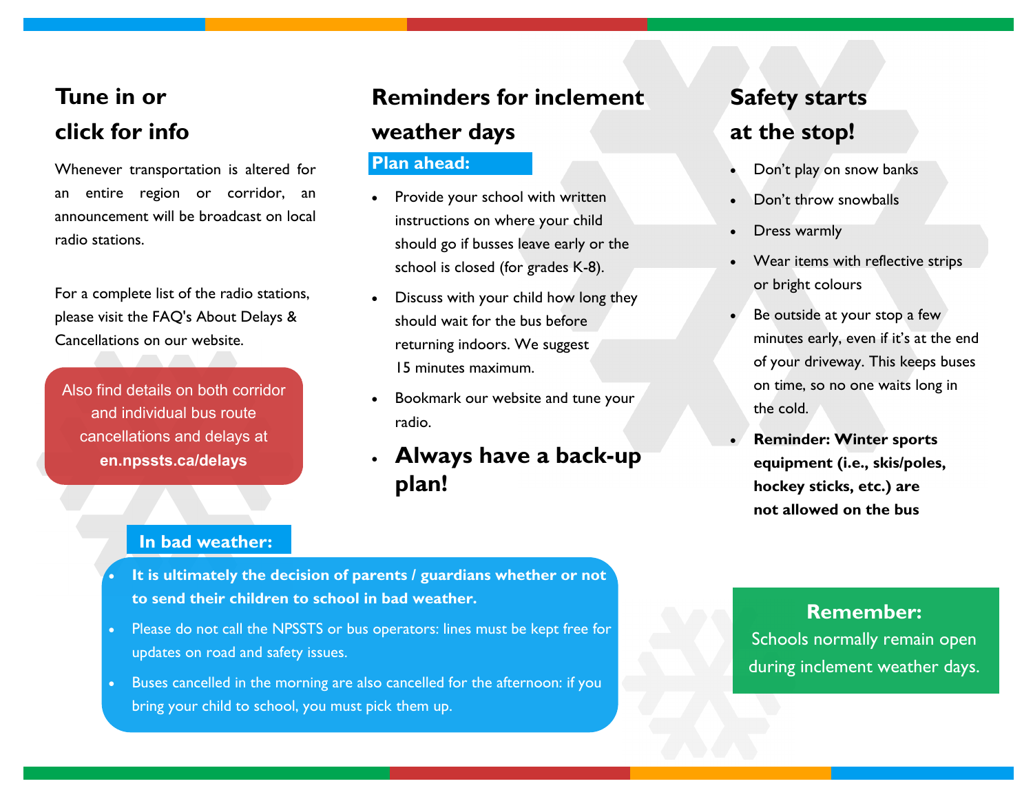## Tune in or click for info

Whenever transportation is altered for an entire region or corridor, an announcement will be broadcast on local radio stations.

For a complete list of the radio stations, please visit the FAQ's About Delays & Cancellations on our website.

Also find details on both corridor and individual bus route cancellations and delays at **en.npssts.ca/delays**

## Reminders for inclement weather days

### Plan ahead:

- Provide your school with written instructions on where your child should go if busses leave early or the school is closed (for grades K-8).
- Discuss with your child how long they should wait for the bus before returning indoors. We suggest 15 minutes maximum.
- Bookmark our website and tune your radio.
- **Always have a back-up plan!**

## Safety starts at the stop!

- Don't play on snow banks
- Don't throw snowballs
- Dress warmly
- Wear items with reflective strips or bright colours
- Be outside at your stop a few minutes early, even if it's at the end of your driveway. This keeps buses on time, so no one waits long in the cold.
- **Reminder: Winter sports equipment (i.e., skis/poles, hockey sticks, etc.) are not allowed on the bus**

### In bad weather:

- **It is ultimately the decision of parents / guardians whether or not to send their children to school in bad weather.**
- Please do not call the NPSSTS or bus operators: lines must be kept free for updates on road and safety issues.
- Buses cancelled in the morning are also cancelled for the afternoon: if you bring your child to school, you must pick them up.

**Remember:**
Schools normally remain open during inclement weather days.